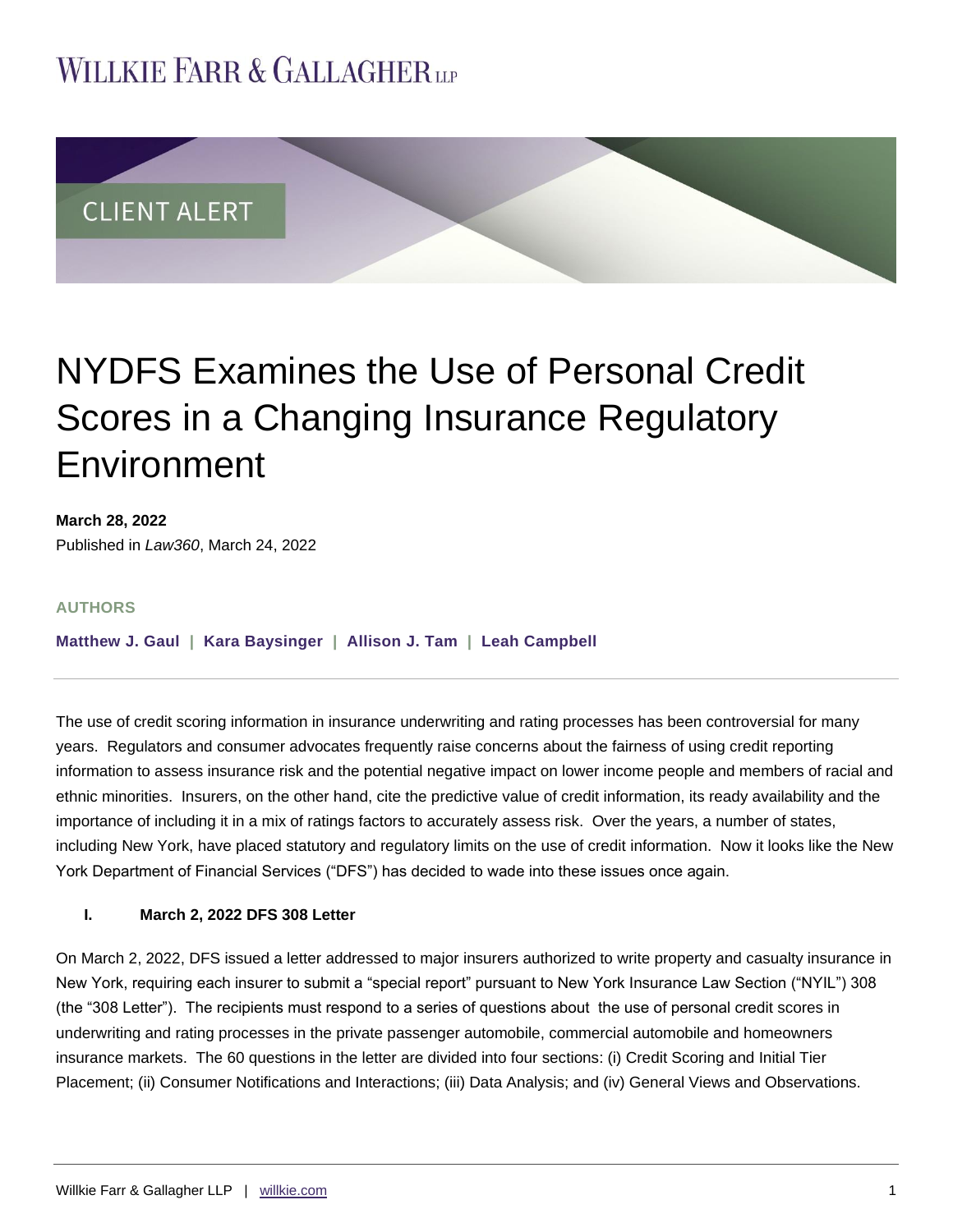# WILLKIE FARR & GALLAGHER LLP

CLIENT ALERT

# NYDFS Examines the Use of Personal Credit Scores in a Changing Insurance Regulatory Environment

**March 28, 2022**

Published in *Law360*, March 24, 2022

**AUTHORS**

**Matthew J. Gaul | Kara Baysinger | Allison J. Tam | Leah Campbell**

---

The use of credit scoring information in insurance underwriting and rating processes has been controversial for many years. Regulators and consumer advocates frequently raise concerns about the fairness of using credit reporting information to assess insurance risk and the potential negative impact on lower income people and members of racial and ethnic minorities. Insurers, on the other hand, cite the predictive value of credit information, its ready availability and the importance of including it in a mix of ratings factors to accurately assess risk. Over the years, a number of states, including New York, have placed statutory and regulatory limits on the use of credit information. Now it looks like the New York Department of Financial Services ("DFS") has decided to wade into these issues once again.

## I. March 2, 2022 DFS 308 Letter

On March 2, 2022, DFS issued a letter addressed to major insurers authorized to write property and casualty insurance in New York, requiring each insurer to submit a "special report" pursuant to New York Insurance Law Section ("NYIL") 308 (the "308 Letter"). The recipients must respond to a series of questions about the use of personal credit scores in underwriting and rating processes in the private passenger automobile, commercial automobile and homeowners insurance markets. The 60 questions in the letter are divided into four sections: (i) Credit Scoring and Initial Tier Placement; (ii) Consumer Notifications and Interactions; (iii) Data Analysis; and (iv) General Views and Observations.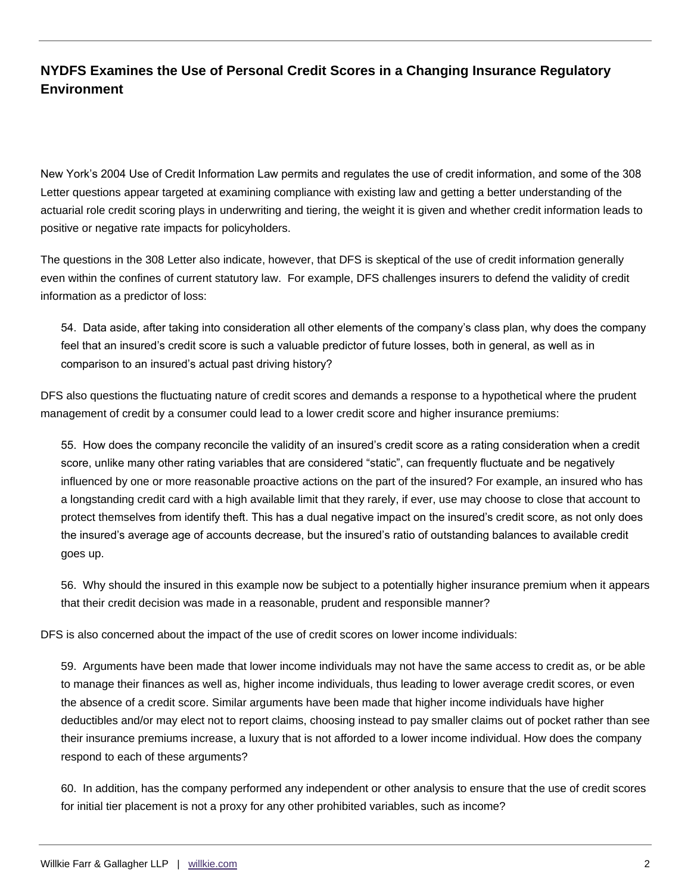## NYDFS Examines the Use of Personal Credit Scores in a Changing Insurance Regulatory Environment

New York's 2004 Use of Credit Information Law permits and regulates the use of credit information, and some of the 308 Letter questions appear targeted at examining compliance with existing law and getting a better understanding of the actuarial role credit scoring plays in underwriting and tiering, the weight it is given and whether credit information leads to positive or negative rate impacts for policyholders.

The questions in the 308 Letter also indicate, however, that DFS is skeptical of the use of credit information generally even within the confines of current statutory law. For example, DFS challenges insurers to defend the validity of credit information as a predictor of loss:

> 54. Data aside, after taking into consideration all other elements of the company's class plan, why does the company feel that an insured's credit score is such a valuable predictor of future losses, both in general, as well as in comparison to an insured's actual past driving history?

DFS also questions the fluctuating nature of credit scores and demands a response to a hypothetical where the prudent management of credit by a consumer could lead to a lower credit score and higher insurance premiums:

> 55. How does the company reconcile the validity of an insured's credit score as a rating consideration when a credit score, unlike many other rating variables that are considered "static", can frequently fluctuate and be negatively influenced by one or more reasonable proactive actions on the part of the insured? For example, an insured who has a longstanding credit card with a high available limit that they rarely, if ever, use may choose to close that account to protect themselves from identify theft. This has a dual negative impact on the insured's credit score, as not only does the insured's average age of accounts decrease, but the insured's ratio of outstanding balances to available credit goes up.
>
> 56. Why should the insured in this example now be subject to a potentially higher insurance premium when it appears that their credit decision was made in a reasonable, prudent and responsible manner?

DFS is also concerned about the impact of the use of credit scores on lower income individuals:

> 59. Arguments have been made that lower income individuals may not have the same access to credit as, or be able to manage their finances as well as, higher income individuals, thus leading to lower average credit scores, or even the absence of a credit score. Similar arguments have been made that higher income individuals have higher deductibles and/or may elect not to report claims, choosing instead to pay smaller claims out of pocket rather than see their insurance premiums increase, a luxury that is not afforded to a lower income individual. How does the company respond to each of these arguments?
>
> 60. In addition, has the company performed any independent or other analysis to ensure that the use of credit scores for initial tier placement is not a proxy for any other prohibited variables, such as income?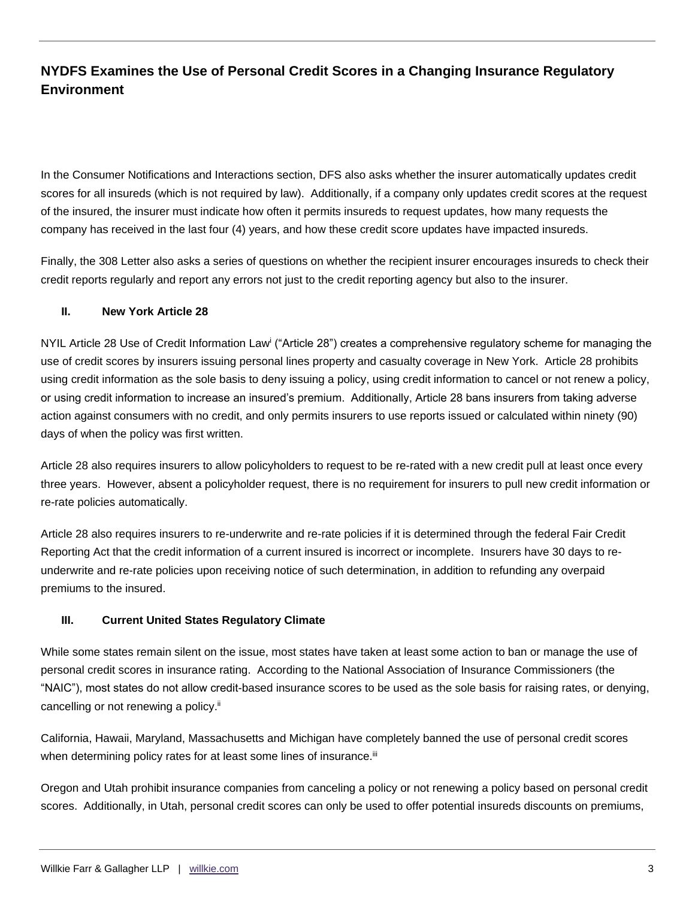In the Consumer Notifications and Interactions section, DFS also asks whether the insurer automatically updates credit scores for all insureds (which is not required by law). Additionally, if a company only updates credit scores at the request of the insured, the insurer must indicate how often it permits insureds to request updates, how many requests the company has received in the last four (4) years, and how these credit score updates have impacted insureds.

Finally, the 308 Letter also asks a series of questions on whether the recipient insurer encourages insureds to check their credit reports regularly and report any errors not just to the credit reporting agency but also to the insurer.

## II. New York Article 28

NYIL Article 28 Use of Credit Information Law[i] ("Article 28") creates a comprehensive regulatory scheme for managing the use of credit scores by insurers issuing personal lines property and casualty coverage in New York. Article 28 prohibits using credit information as the sole basis to deny issuing a policy, using credit information to cancel or not renew a policy, or using credit information to increase an insured's premium. Additionally, Article 28 bans insurers from taking adverse action against consumers with no credit, and only permits insurers to use reports issued or calculated within ninety (90) days of when the policy was first written.

Article 28 also requires insurers to allow policyholders to request to be re-rated with a new credit pull at least once every three years. However, absent a policyholder request, there is no requirement for insurers to pull new credit information or re-rate policies automatically.

Article 28 also requires insurers to re-underwrite and re-rate policies if it is determined through the federal Fair Credit Reporting Act that the credit information of a current insured is incorrect or incomplete. Insurers have 30 days to re-underwrite and re-rate policies upon receiving notice of such determination, in addition to refunding any overpaid premiums to the insured.

## III. Current United States Regulatory Climate

While some states remain silent on the issue, most states have taken at least some action to ban or manage the use of personal credit scores in insurance rating. According to the National Association of Insurance Commissioners (the "NAIC"), most states do not allow credit-based insurance scores to be used as the sole basis for raising rates, or denying, cancelling or not renewing a policy.[ii]

California, Hawaii, Maryland, Massachusetts and Michigan have completely banned the use of personal credit scores when determining policy rates for at least some lines of insurance.[iii]

Oregon and Utah prohibit insurance companies from canceling a policy or not renewing a policy based on personal credit scores. Additionally, in Utah, personal credit scores can only be used to offer potential insureds discounts on premiums,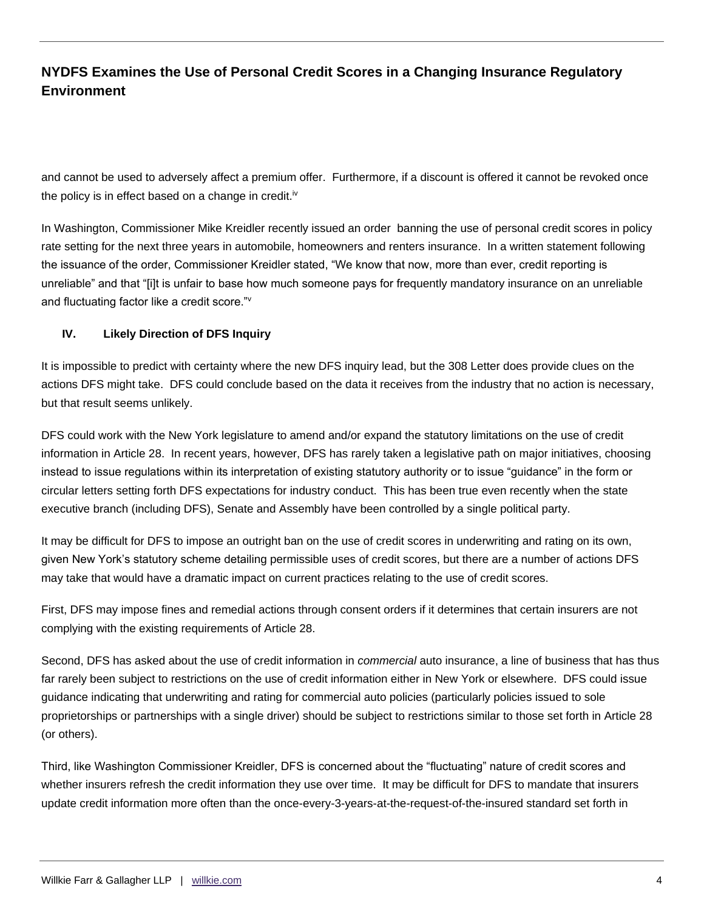and cannot be used to adversely affect a premium offer. Furthermore, if a discount is offered it cannot be revoked once the policy is in effect based on a change in credit.[iv]

In Washington, Commissioner Mike Kreidler recently issued an order banning the use of personal credit scores in policy rate setting for the next three years in automobile, homeowners and renters insurance. In a written statement following the issuance of the order, Commissioner Kreidler stated, "We know that now, more than ever, credit reporting is unreliable" and that "[i]t is unfair to base how much someone pays for frequently mandatory insurance on an unreliable and fluctuating factor like a credit score."[v]

## IV. Likely Direction of DFS Inquiry

It is impossible to predict with certainty where the new DFS inquiry lead, but the 308 Letter does provide clues on the actions DFS might take. DFS could conclude based on the data it receives from the industry that no action is necessary, but that result seems unlikely.

DFS could work with the New York legislature to amend and/or expand the statutory limitations on the use of credit information in Article 28. In recent years, however, DFS has rarely taken a legislative path on major initiatives, choosing instead to issue regulations within its interpretation of existing statutory authority or to issue "guidance" in the form or circular letters setting forth DFS expectations for industry conduct. This has been true even recently when the state executive branch (including DFS), Senate and Assembly have been controlled by a single political party.

It may be difficult for DFS to impose an outright ban on the use of credit scores in underwriting and rating on its own, given New York's statutory scheme detailing permissible uses of credit scores, but there are a number of actions DFS may take that would have a dramatic impact on current practices relating to the use of credit scores.

First, DFS may impose fines and remedial actions through consent orders if it determines that certain insurers are not complying with the existing requirements of Article 28.

Second, DFS has asked about the use of credit information in *commercial* auto insurance, a line of business that has thus far rarely been subject to restrictions on the use of credit information either in New York or elsewhere. DFS could issue guidance indicating that underwriting and rating for commercial auto policies (particularly policies issued to sole proprietorships or partnerships with a single driver) should be subject to restrictions similar to those set forth in Article 28 (or others).

Third, like Washington Commissioner Kreidler, DFS is concerned about the "fluctuating" nature of credit scores and whether insurers refresh the credit information they use over time. It may be difficult for DFS to mandate that insurers update credit information more often than the once-every-3-years-at-the-request-of-the-insured standard set forth in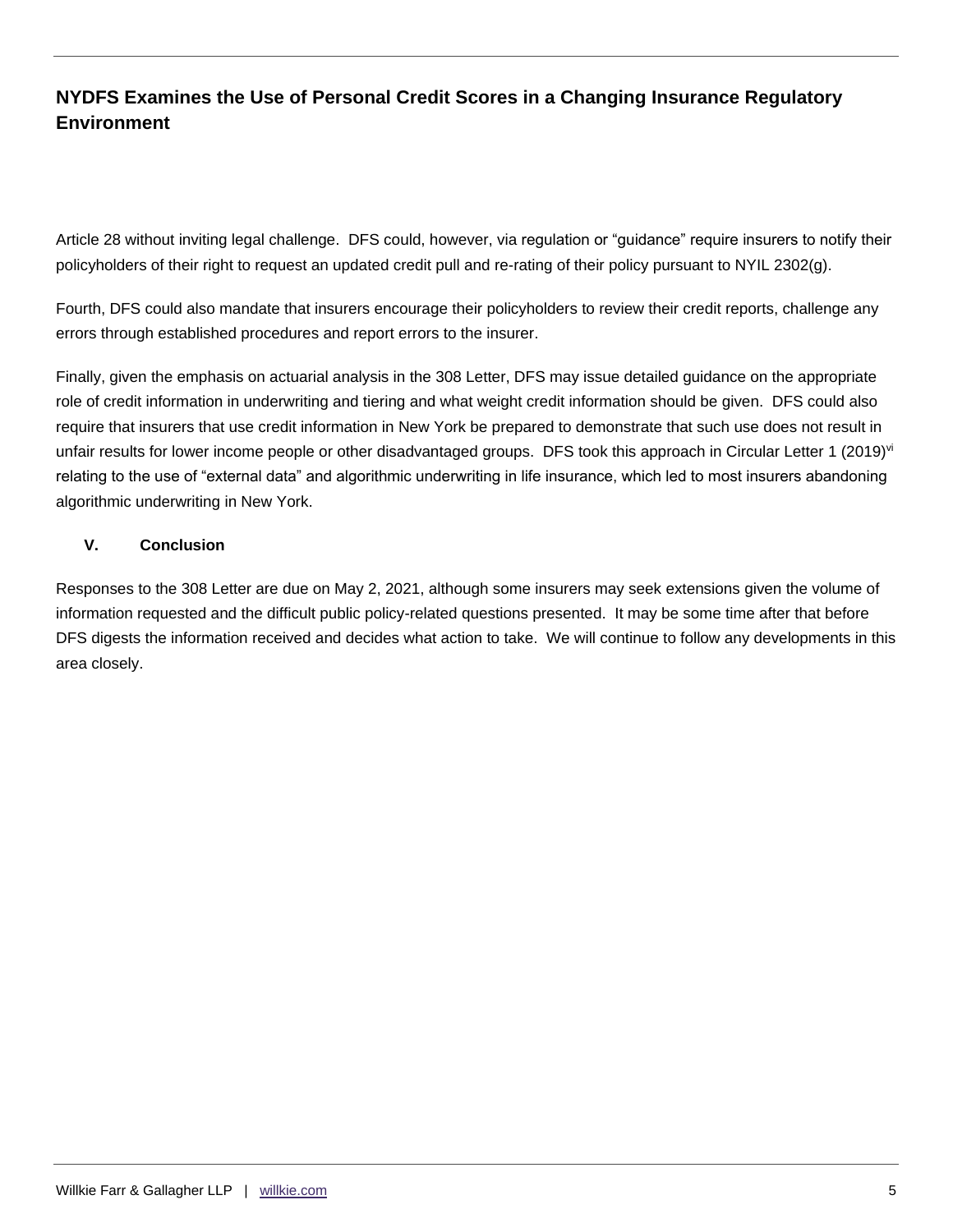Article 28 without inviting legal challenge. DFS could, however, via regulation or "guidance" require insurers to notify their policyholders of their right to request an updated credit pull and re-rating of their policy pursuant to NYIL 2302(g).

Fourth, DFS could also mandate that insurers encourage their policyholders to review their credit reports, challenge any errors through established procedures and report errors to the insurer.

Finally, given the emphasis on actuarial analysis in the 308 Letter, DFS may issue detailed guidance on the appropriate role of credit information in underwriting and tiering and what weight credit information should be given. DFS could also require that insurers that use credit information in New York be prepared to demonstrate that such use does not result in unfair results for lower income people or other disadvantaged groups. DFS took this approach in Circular Letter 1 (2019)[vi] relating to the use of "external data" and algorithmic underwriting in life insurance, which led to most insurers abandoning algorithmic underwriting in New York.

## V. Conclusion

Responses to the 308 Letter are due on May 2, 2021, although some insurers may seek extensions given the volume of information requested and the difficult public policy-related questions presented. It may be some time after that before DFS digests the information received and decides what action to take. We will continue to follow any developments in this area closely.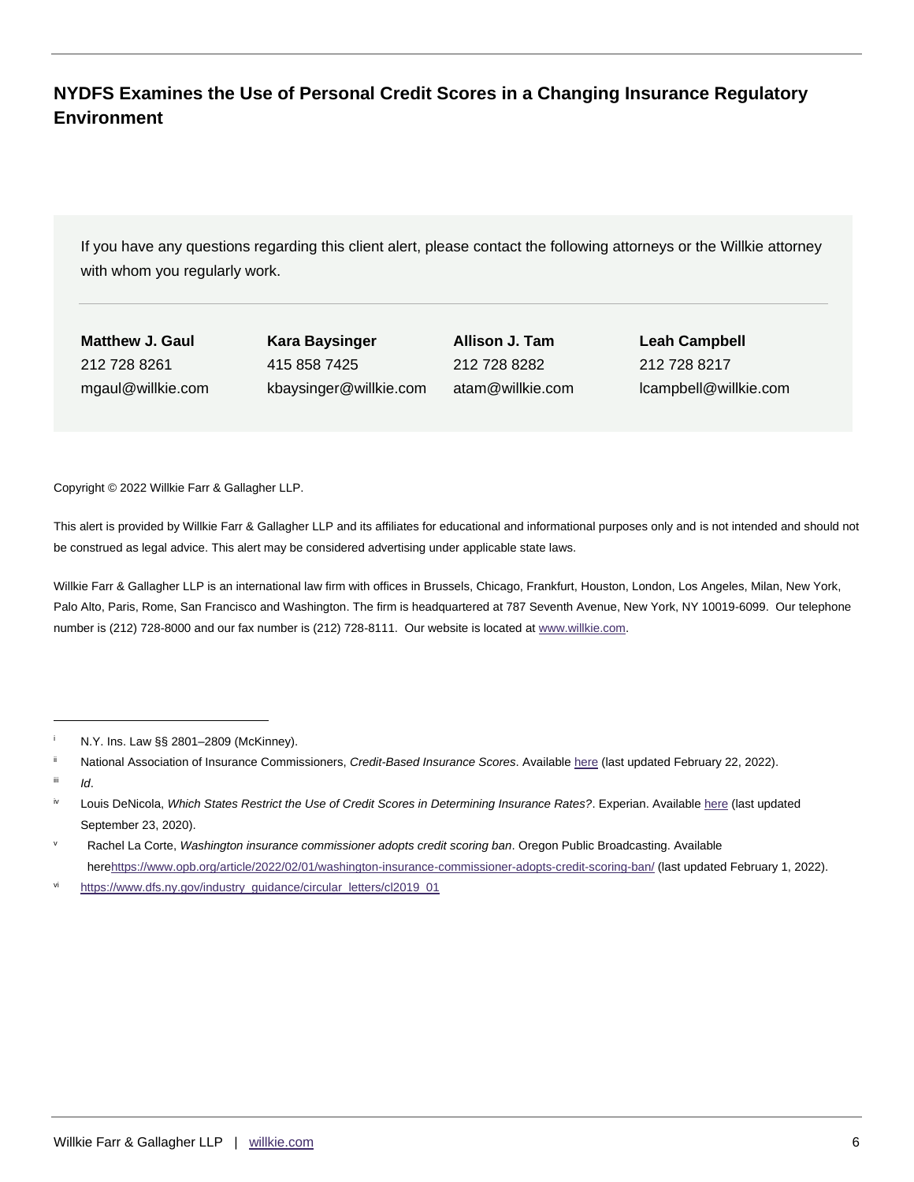## NYDFS Examines the Use of Personal Credit Scores in a Changing Insurance Regulatory Environment

If you have any questions regarding this client alert, please contact the following attorneys or the Willkie attorney with whom you regularly work.

| | | | |
|---|---|---|---|
| **Matthew J. Gaul** | **Kara Baysinger** | **Allison J. Tam** | **Leah Campbell** |
| 212 728 8261 | 415 858 7425 | 212 728 8282 | 212 728 8217 |
| mgaul@willkie.com | kbaysinger@willkie.com | atam@willkie.com | lcampbell@willkie.com |

Copyright © 2022 Willkie Farr & Gallagher LLP.

This alert is provided by Willkie Farr & Gallagher LLP and its affiliates for educational and informational purposes only and is not intended and should not be construed as legal advice. This alert may be considered advertising under applicable state laws.

Willkie Farr & Gallagher LLP is an international law firm with offices in Brussels, Chicago, Frankfurt, Houston, London, Los Angeles, Milan, New York, Palo Alto, Paris, Rome, San Francisco and Washington. The firm is headquartered at 787 Seventh Avenue, New York, NY 10019-6099. Our telephone number is (212) 728-8000 and our fax number is (212) 728-8111. Our website is located at www.willkie.com.

---

[i] N.Y. Ins. Law §§ 2801–2809 (McKinney).

[ii] National Association of Insurance Commissioners, *Credit-Based Insurance Scores*. Available here (last updated February 22, 2022).

[iii] *Id*.

[iv] Louis DeNicola, *Which States Restrict the Use of Credit Scores in Determining Insurance Rates?*. Experian. Available here (last updated September 23, 2020).

[v] Rachel La Corte, *Washington insurance commissioner adopts credit scoring ban*. Oregon Public Broadcasting. Available herehttps://www.opb.org/article/2022/02/01/washington-insurance-commissioner-adopts-credit-scoring-ban/ (last updated February 1, 2022).

[vi] https://www.dfs.ny.gov/industry_guidance/circular_letters/cl2019_01